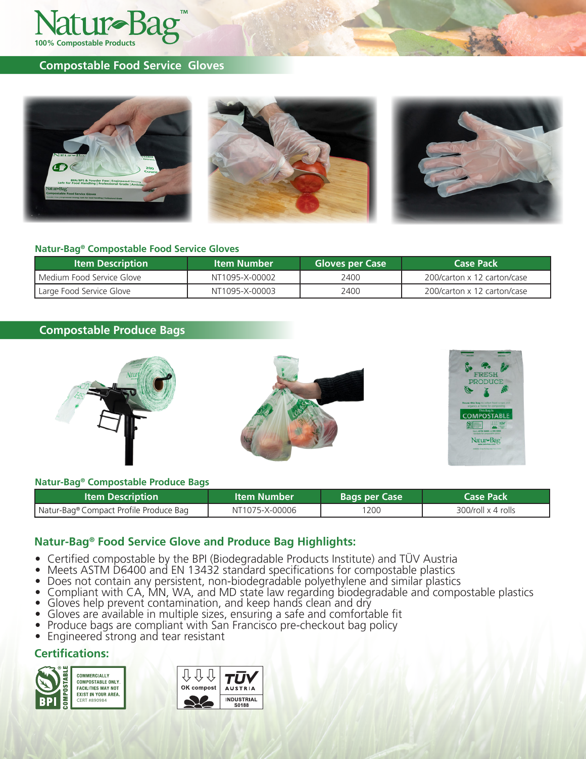# Natur-Bag™

100% Compostable Products

## Compostable Food Service Gloves

### Natur-Bag® Compostable Food Service Gloves

| Item Description | Item Number | Gloves per Case | Case Pack |
|---|---|---|---|
| Medium Food Service Glove | NT1095-X-00002 | 2400 | 200/carton x 12 carton/case |
| Large Food Service Glove | NT1095-X-00003 | 2400 | 200/carton x 12 carton/case |

## Compostable Produce Bags

### Natur-Bag® Compostable Produce Bags

| Item Description | Item Number | Bags per Case | Case Pack |
|---|---|---|---|
| Natur-Bag® Compact Profile Produce Bag | NT1075-X-00006 | 1200 | 300/roll x 4 rolls |

### Natur-Bag® Food Service Glove and Produce Bag Highlights:

- Certified compostable by the BPI (Biodegradable Products Institute) and TÜV Austria
- Meets ASTM D6400 and EN 13432 standard specifications for compostable plastics
- Does not contain any persistent, non-biodegradable polyethylene and similar plastics
- Compliant with CA, MN, WA, and MD state law regarding biodegradable and compostable plastics
- Gloves help prevent contamination, and keep hands clean and dry
- Gloves are available in multiple sizes, ensuring a safe and comfortable fit
- Produce bags are compliant with San Francisco pre-checkout bag policy
- Engineered strong and tear resistant

### Certifications:

BPI COMPOSTABLE — COMMERCIALLY COMPOSTABLE ONLY. FACILITIES MAY NOT EXIST IN YOUR AREA. CERT #890984

OK compost — TÜV AUSTRIA — INDUSTRIAL S0188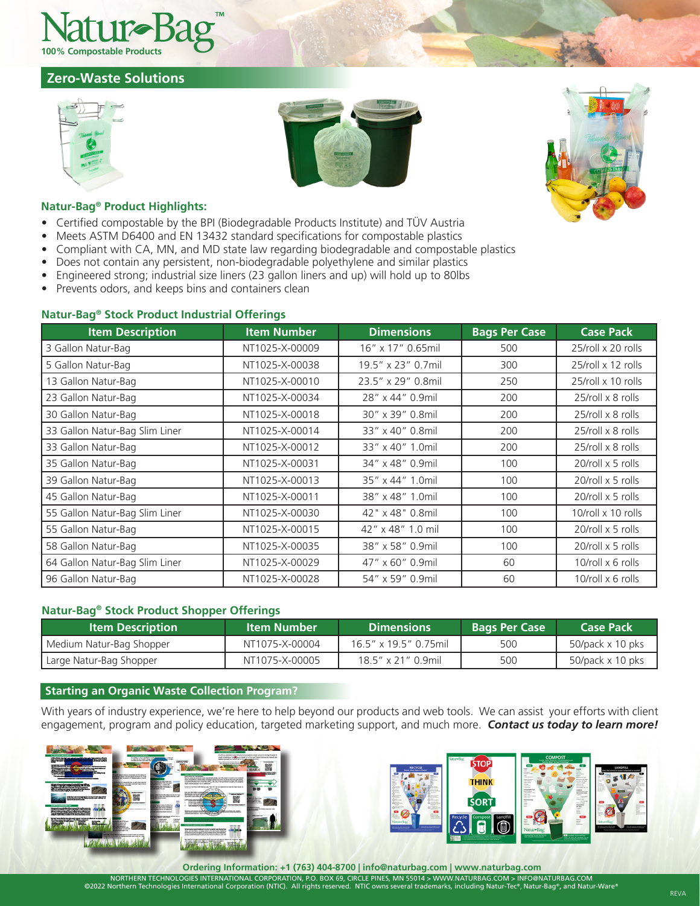# Natur-Bag™

100% Compostable Products

## Zero-Waste Solutions

### Natur-Bag® Product Highlights:

- Certified compostable by the BPI (Biodegradable Products Institute) and TÜV Austria
- Meets ASTM D6400 and EN 13432 standard specifications for compostable plastics
- Compliant with CA, MN, and MD state law regarding biodegradable and compostable plastics
- Does not contain any persistent, non-biodegradable polyethylene and similar plastics
- Engineered strong; industrial size liners (23 gallon liners and up) will hold up to 80lbs
- Prevents odors, and keeps bins and containers clean

### Natur-Bag® Stock Product Industrial Offerings

| Item Description | Item Number | Dimensions | Bags Per Case | Case Pack |
|---|---|---|---|---|
| 3 Gallon Natur-Bag | NT1025-X-00009 | 16" x 17" 0.65mil | 500 | 25/roll x 20 rolls |
| 5 Gallon Natur-Bag | NT1025-X-00038 | 19.5" x 23" 0.7mil | 300 | 25/roll x 12 rolls |
| 13 Gallon Natur-Bag | NT1025-X-00010 | 23.5" x 29" 0.8mil | 250 | 25/roll x 10 rolls |
| 23 Gallon Natur-Bag | NT1025-X-00034 | 28" x 44" 0.9mil | 200 | 25/roll x 8 rolls |
| 30 Gallon Natur-Bag | NT1025-X-00018 | 30" x 39" 0.8mil | 200 | 25/roll x 8 rolls |
| 33 Gallon Natur-Bag Slim Liner | NT1025-X-00014 | 33" x 40" 0.8mil | 200 | 25/roll x 8 rolls |
| 33 Gallon Natur-Bag | NT1025-X-00012 | 33" x 40" 1.0mil | 200 | 25/roll x 8 rolls |
| 35 Gallon Natur-Bag | NT1025-X-00031 | 34" x 48" 0.9mil | 100 | 20/roll x 5 rolls |
| 39 Gallon Natur-Bag | NT1025-X-00013 | 35" x 44" 1.0mil | 100 | 20/roll x 5 rolls |
| 45 Gallon Natur-Bag | NT1025-X-00011 | 38" x 48" 1.0mil | 100 | 20/roll x 5 rolls |
| 55 Gallon Natur-Bag Slim Liner | NT1025-X-00030 | 42" x 48" 0.8mil | 100 | 10/roll x 10 rolls |
| 55 Gallon Natur-Bag | NT1025-X-00015 | 42" x 48" 1.0 mil | 100 | 20/roll x 5 rolls |
| 58 Gallon Natur-Bag | NT1025-X-00035 | 38" x 58" 0.9mil | 100 | 20/roll x 5 rolls |
| 64 Gallon Natur-Bag Slim Liner | NT1025-X-00029 | 47" x 60" 0.9mil | 60 | 10/roll x 6 rolls |
| 96 Gallon Natur-Bag | NT1025-X-00028 | 54" x 59" 0.9mil | 60 | 10/roll x 6 rolls |

### Natur-Bag® Stock Product Shopper Offerings

| Item Description | Item Number | Dimensions | Bags Per Case | Case Pack |
|---|---|---|---|---|
| Medium Natur-Bag Shopper | NT1075-X-00004 | 16.5" x 19.5" 0.75mil | 500 | 50/pack x 10 pks |
| Large Natur-Bag Shopper | NT1075-X-00005 | 18.5" x 21" 0.9mil | 500 | 50/pack x 10 pks |

## Starting an Organic Waste Collection Program?

With years of industry experience, we're here to help beyond our products and web tools. We can assist your efforts with client engagement, program and policy education, targeted marketing support, and much more. ***Contact us today to learn more!***

**Ordering Information: +1 (763) 404-8700 | info@naturbag.com | www.naturbag.com**

NORTHERN TECHNOLOGIES INTERNATIONAL CORPORATION, P.O. BOX 69, CIRCLE PINES, MN 55014 > WWW.NATURBAG.COM > INFO@NATURBAG.COM

©2022 Northern Technologies International Corporation (NTIC). All rights reserved. NTIC owns several trademarks, including Natur-Tec®, Natur-Bag®, and Natur-Ware®

REVA